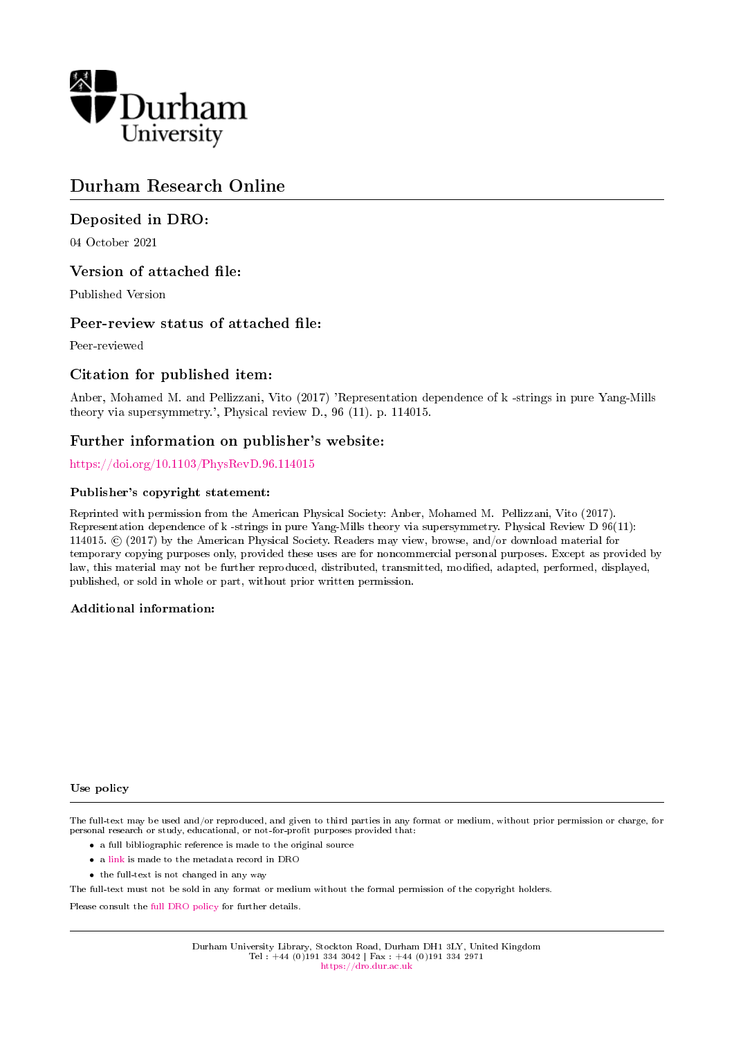Durham University

# Durham Research Online

## Deposited in DRO:

04 October 2021

## Version of attached file:

Published Version

## Peer-review status of attached file:

Peer-reviewed

## Citation for published item:

Anber, Mohamed M. and Pellizzani, Vito (2017) 'Representation dependence of k -strings in pure Yang-Mills theory via supersymmetry.', Physical review D., 96 (11). p. 114015.

## Further information on publisher's website:

https://doi.org/10.1103/PhysRevD.96.114015

### Publisher's copyright statement:

Reprinted with permission from the American Physical Society: Anber, Mohamed M. Pellizzani, Vito (2017). Representation dependence of k -strings in pure Yang-Mills theory via supersymmetry. Physical Review D 96(11): 114015. © (2017) by the American Physical Society. Readers may view, browse, and/or download material for temporary copying purposes only, provided these uses are for noncommercial personal purposes. Except as provided by law, this material may not be further reproduced, distributed, transmitted, modified, adapted, performed, displayed, published, or sold in whole or part, without prior written permission.

### Additional information:

### Use policy

The full-text may be used and/or reproduced, and given to third parties in any format or medium, without prior permission or charge, for personal research or study, educational, or not-for-profit purposes provided that:

- a full bibliographic reference is made to the original source
- a link is made to the metadata record in DRO
- the full-text is not changed in any way

The full-text must not be sold in any format or medium without the formal permission of the copyright holders.

Please consult the full DRO policy for further details.

Durham University Library, Stockton Road, Durham DH1 3LY, United Kingdom
Tel : +44 (0)191 334 3042 | Fax : +44 (0)191 334 2971
https://dro.dur.ac.uk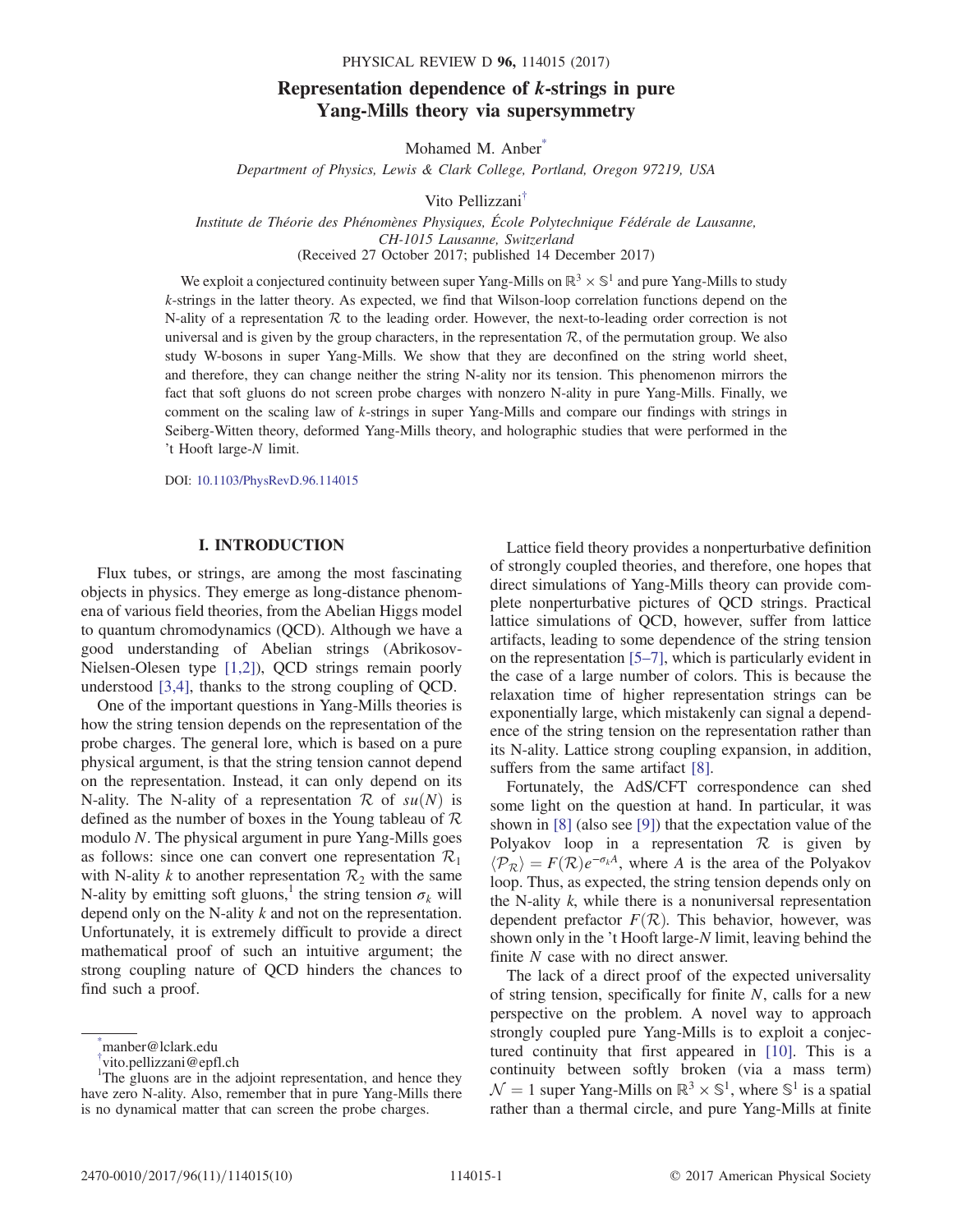# Representation dependence of $k$-strings in pure Yang-Mills theory via supersymmetry

Mohamed M. Anber[*]

*Department of Physics, Lewis & Clark College, Portland, Oregon 97219, USA*

Vito Pellizzani[†]

*Institute de Théorie des Phénomènes Physiques, École Polytechnique Fédérale de Lausanne, CH-1015 Lausanne, Switzerland*

(Received 27 October 2017; published 14 December 2017)

We exploit a conjectured continuity between super Yang-Mills on $\mathbb{R}^3 \times \mathbb{S}^1$ and pure Yang-Mills to study $k$-strings in the latter theory. As expected, we find that Wilson-loop correlation functions depend on the N-ality of a representation $\mathcal{R}$ to the leading order. However, the next-to-leading order correction is not universal and is given by the group characters, in the representation $\mathcal{R}$, of the permutation group. We also study W-bosons in super Yang-Mills. We show that they are deconfined on the string world sheet, and therefore, they can change neither the string N-ality nor its tension. This phenomenon mirrors the fact that soft gluons do not screen probe charges with nonzero N-ality in pure Yang-Mills. Finally, we comment on the scaling law of $k$-strings in super Yang-Mills and compare our findings with strings in Seiberg-Witten theory, deformed Yang-Mills theory, and holographic studies that were performed in the 't Hooft large-$N$ limit.

DOI: 10.1103/PhysRevD.96.114015

## I. INTRODUCTION

Flux tubes, or strings, are among the most fascinating objects in physics. They emerge as long-distance phenomena of various field theories, from the Abelian Higgs model to quantum chromodynamics (QCD). Although we have a good understanding of Abelian strings (Abrikosov-Nielsen-Olesen type [1,2]), QCD strings remain poorly understood [3,4], thanks to the strong coupling of QCD.

One of the important questions in Yang-Mills theories is how the string tension depends on the representation of the probe charges. The general lore, which is based on a pure physical argument, is that the string tension cannot depend on the representation. Instead, it can only depend on its N-ality. The N-ality of a representation $\mathcal{R}$ of $su(N)$ is defined as the number of boxes in the Young tableau of $\mathcal{R}$ modulo $N$. The physical argument in pure Yang-Mills goes as follows: since one can convert one representation $\mathcal{R}_1$ with N-ality $k$ to another representation $\mathcal{R}_2$ with the same N-ality by emitting soft gluons,[1] the string tension $\sigma_k$ will depend only on the N-ality $k$ and not on the representation. Unfortunately, it is extremely difficult to provide a direct mathematical proof of such an intuitive argument; the strong coupling nature of QCD hinders the chances to find such a proof.

Lattice field theory provides a nonperturbative definition of strongly coupled theories, and therefore, one hopes that direct simulations of Yang-Mills theory can provide complete nonperturbative pictures of QCD strings. Practical lattice simulations of QCD, however, suffer from lattice artifacts, leading to some dependence of the string tension on the representation [5–7], which is particularly evident in the case of a large number of colors. This is because the relaxation time of higher representation strings can be exponentially large, which mistakenly can signal a dependence of the string tension on the representation rather than its N-ality. Lattice strong coupling expansion, in addition, suffers from the same artifact [8].

Fortunately, the AdS/CFT correspondence can shed some light on the question at hand. In particular, it was shown in [8] (also see [9]) that the expectation value of the Polyakov loop in a representation $\mathcal{R}$ is given by $\langle \mathcal{P}_{\mathcal{R}} \rangle = F(\mathcal{R}) e^{-\sigma_k A}$, where $A$ is the area of the Polyakov loop. Thus, as expected, the string tension depends only on the N-ality $k$, while there is a nonuniversal representation dependent prefactor $F(\mathcal{R})$. This behavior, however, was shown only in the 't Hooft large-$N$ limit, leaving behind the finite $N$ case with no direct answer.

The lack of a direct proof of the expected universality of string tension, specifically for finite $N$, calls for a new perspective on the problem. A novel way to approach strongly coupled pure Yang-Mills is to exploit a conjectured continuity that first appeared in [10]. This is a continuity between softly broken (via a mass term) $\mathcal{N}=1$ super Yang-Mills on $\mathbb{R}^3 \times \mathbb{S}^1$, where $\mathbb{S}^1$ is a spatial rather than a thermal circle, and pure Yang-Mills at finite

---

[*] manber@lclark.edu

[†] vito.pellizzani@epfl.ch

[1] The gluons are in the adjoint representation, and hence they have zero N-ality. Also, remember that in pure Yang-Mills there is no dynamical matter that can screen the probe charges.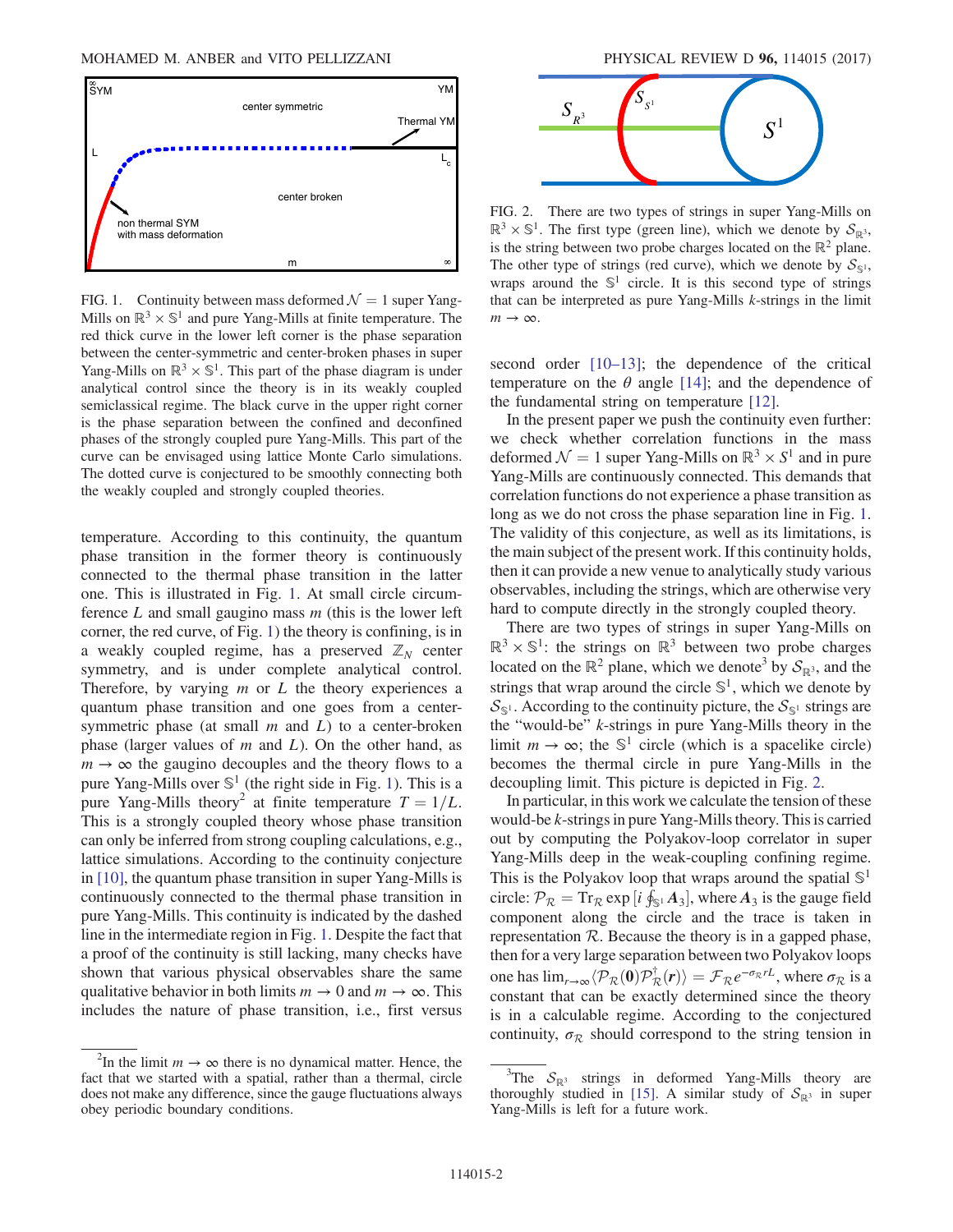FIG. 1. Continuity between mass deformed $\mathcal{N}=1$ super Yang-Mills on $\mathbb{R}^3\times\mathbb{S}^1$ and pure Yang-Mills at finite temperature. The red thick curve in the lower left corner is the phase separation between the center-symmetric and center-broken phases in super Yang-Mills on $\mathbb{R}^3\times\mathbb{S}^1$. This part of the phase diagram is under analytical control since the theory is in its weakly coupled semiclassical regime. The black curve in the upper right corner is the phase separation between the confined and deconfined phases of the strongly coupled pure Yang-Mills. This part of the curve can be envisaged using lattice Monte Carlo simulations. The dotted curve is conjectured to be smoothly connecting both the weakly coupled and strongly coupled theories.

temperature. According to this continuity, the quantum phase transition in the former theory is continuously connected to the thermal phase transition in the latter one. This is illustrated in Fig. 1. At small circle circumference $L$ and small gaugino mass $m$ (this is the lower left corner, the red curve, of Fig. 1) the theory is confining, is in a weakly coupled regime, has a preserved $\mathbb{Z}_N$ center symmetry, and is under complete analytical control. Therefore, by varying $m$ or $L$ the theory experiences a quantum phase transition and one goes from a center-symmetric phase (at small $m$ and $L$) to a center-broken phase (larger values of $m$ and $L$). On the other hand, as $m\to\infty$ the gaugino decouples and the theory flows to a pure Yang-Mills over $\mathbb{S}^1$ (the right side in Fig. 1). This is a pure Yang-Mills theory[2] at finite temperature $T=1/L$. This is a strongly coupled theory whose phase transition can only be inferred from strong coupling calculations, e.g., lattice simulations. According to the continuity conjecture in [10], the quantum phase transition in super Yang-Mills is continuously connected to the thermal phase transition in pure Yang-Mills. This continuity is indicated by the dashed line in the intermediate region in Fig. 1. Despite the fact that a proof of the continuity is still lacking, many checks have shown that various physical observables share the same qualitative behavior in both limits $m\to 0$ and $m\to\infty$. This includes the nature of phase transition, i.e., first versus second order [10–13]; the dependence of the critical temperature on the $\theta$ angle [14]; and the dependence of the fundamental string on temperature [12].

FIG. 2. There are two types of strings in super Yang-Mills on $\mathbb{R}^3\times\mathbb{S}^1$. The first type (green line), which we denote by $\mathcal{S}_{\mathbb{R}^3}$, is the string between two probe charges located on the $\mathbb{R}^2$ plane. The other type of strings (red curve), which we denote by $\mathcal{S}_{\mathbb{S}^1}$, wraps around the $\mathbb{S}^1$ circle. It is this second type of strings that can be interpreted as pure Yang-Mills $k$-strings in the limit $m\to\infty$.

In the present paper we push the continuity even further: we check whether correlation functions in the mass deformed $\mathcal{N}=1$ super Yang-Mills on $\mathbb{R}^3\times S^1$ and in pure Yang-Mills are continuously connected. This demands that correlation functions do not experience a phase transition as long as we do not cross the phase separation line in Fig. 1. The validity of this conjecture, as well as its limitations, is the main subject of the present work. If this continuity holds, then it can provide a new venue to analytically study various observables, including the strings, which are otherwise very hard to compute directly in the strongly coupled theory.

There are two types of strings in super Yang-Mills on $\mathbb{R}^3\times\mathbb{S}^1$: the strings on $\mathbb{R}^3$ between two probe charges located on the $\mathbb{R}^2$ plane, which we denote[3] by $\mathcal{S}_{\mathbb{R}^3}$, and the strings that wrap around the circle $\mathbb{S}^1$, which we denote by $\mathcal{S}_{\mathbb{S}^1}$. According to the continuity picture, the $\mathcal{S}_{\mathbb{S}^1}$ strings are the "would-be" $k$-strings in pure Yang-Mills theory in the limit $m\to\infty$; the $\mathbb{S}^1$ circle (which is a spacelike circle) becomes the thermal circle in pure Yang-Mills in the decoupling limit. This picture is depicted in Fig. 2.

In particular, in this work we calculate the tension of these would-be $k$-strings in pure Yang-Mills theory. This is carried out by computing the Polyakov-loop correlator in super Yang-Mills deep in the weak-coupling confining regime. This is the Polyakov loop that wraps around the spatial $\mathbb{S}^1$ circle: $\mathcal{P}_{\mathcal{R}}=\mathrm{Tr}_{\mathcal{R}}\exp\left[i\oint_{\mathbb{S}^1}A_3\right]$, where $A_3$ is the gauge field component along the circle and the trace is taken in representation $\mathcal{R}$. Because the theory is in a gapped phase, then for a very large separation between two Polyakov loops one has $\lim_{r\to\infty}\langle\mathcal{P}_{\mathcal{R}}(\mathbf{0})\mathcal{P}^{\dagger}_{\mathcal{R}}(\mathbf{r})\rangle=\mathcal{F}_{\mathcal{R}}e^{-\sigma_{\mathcal{R}}rL}$, where $\sigma_{\mathcal{R}}$ is a constant that can be exactly determined since the theory is in a calculable regime. According to the conjectured continuity, $\sigma_{\mathcal{R}}$ should correspond to the string tension in

[2] In the limit $m\to\infty$ there is no dynamical matter. Hence, the fact that we started with a spatial, rather than a thermal, circle does not make any difference, since the gauge fluctuations always obey periodic boundary conditions.

[3] The $\mathcal{S}_{\mathbb{R}^3}$ strings in deformed Yang-Mills theory are thoroughly studied in [15]. A similar study of $\mathcal{S}_{\mathbb{R}^3}$ in super Yang-Mills is left for a future work.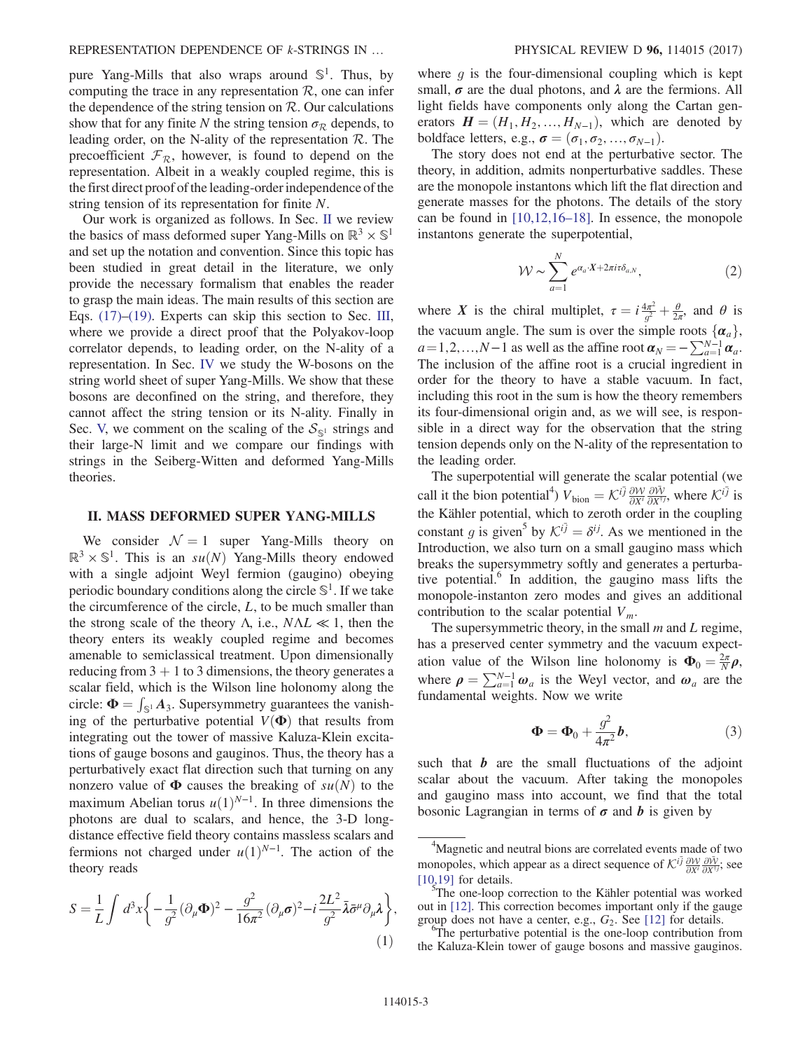pure Yang-Mills that also wraps around $\mathbb{S}^1$. Thus, by computing the trace in any representation $\mathcal{R}$, one can infer the dependence of the string tension on $\mathcal{R}$. Our calculations show that for any finite $N$ the string tension $\sigma_{\mathcal{R}}$ depends, to leading order, on the N-ality of the representation $\mathcal{R}$. The precoefficient $\mathcal{F}_{\mathcal{R}}$, however, is found to depend on the representation. Albeit in a weakly coupled regime, this is the first direct proof of the leading-order independence of the string tension of its representation for finite $N$.

Our work is organized as follows. In Sec. II we review the basics of mass deformed super Yang-Mills on $\mathbb{R}^3 \times \mathbb{S}^1$ and set up the notation and convention. Since this topic has been studied in great detail in the literature, we only provide the necessary formalism that enables the reader to grasp the main ideas. The main results of this section are Eqs. (17)–(19). Experts can skip this section to Sec. III, where we provide a direct proof that the Polyakov-loop correlator depends, to leading order, on the N-ality of a representation. In Sec. IV we study the W-bosons on the string world sheet of super Yang-Mills. We show that these bosons are deconfined on the string, and therefore, they cannot affect the string tension or its N-ality. Finally in Sec. V, we comment on the scaling of the $\mathcal{S}_{\mathbb{S}^1}$ strings and their large-N limit and we compare our findings with strings in the Seiberg-Witten and deformed Yang-Mills theories.

## II. MASS DEFORMED SUPER YANG-MILLS

We consider $\mathcal{N}=1$ super Yang-Mills theory on $\mathbb{R}^3 \times \mathbb{S}^1$. This is an $su(N)$ Yang-Mills theory endowed with a single adjoint Weyl fermion (gaugino) obeying periodic boundary conditions along the circle $\mathbb{S}^1$. If we take the circumference of the circle, $L$, to be much smaller than the strong scale of the theory $\Lambda$, i.e., $N\Lambda L \ll 1$, then the theory enters its weakly coupled regime and becomes amenable to semiclassical treatment. Upon dimensionally reducing from $3+1$ to 3 dimensions, the theory generates a scalar field, which is the Wilson line holonomy along the circle: $\boldsymbol{\Phi} = \int_{\mathbb{S}^1} \boldsymbol{A}_3$. Supersymmetry guarantees the vanishing of the perturbative potential $V(\boldsymbol{\Phi})$ that results from integrating out the tower of massive Kaluza-Klein excitations of gauge bosons and gauginos. Thus, the theory has a perturbatively exact flat direction such that turning on any nonzero value of $\boldsymbol{\Phi}$ causes the breaking of $su(N)$ to the maximum Abelian torus $u(1)^{N-1}$. In three dimensions the photons are dual to scalars, and hence, the 3-D long-distance effective field theory contains massless scalars and fermions not charged under $u(1)^{N-1}$. The action of the theory reads

$$S = \frac{1}{L}\int d^3x \left\{ -\frac{1}{g^2}(\partial_\mu \boldsymbol{\Phi})^2 - \frac{g^2}{16\pi^2}(\partial_\mu \boldsymbol{\sigma})^2 - i\frac{2L^2}{g^2}\bar{\boldsymbol{\lambda}}\bar{\sigma}^\mu \partial_\mu \boldsymbol{\lambda} \right\}, \tag{1}$$

where $g$ is the four-dimensional coupling which is kept small, $\boldsymbol{\sigma}$ are the dual photons, and $\boldsymbol{\lambda}$ are the fermions. All light fields have components only along the Cartan generators $\boldsymbol{H} = (H_1, H_2, \ldots, H_{N-1})$, which are denoted by boldface letters, e.g., $\boldsymbol{\sigma} = (\sigma_1, \sigma_2, \ldots, \sigma_{N-1})$.

The story does not end at the perturbative sector. The theory, in addition, admits nonperturbative saddles. These are the monopole instantons which lift the flat direction and generate masses for the photons. The details of the story can be found in [10,12,16–18]. In essence, the monopole instantons generate the superpotential,

$$\mathcal{W} \sim \sum_{a=1}^{N} e^{\boldsymbol{\alpha}_a \cdot \boldsymbol{X} + 2\pi i \tau \delta_{a,N}}, \tag{2}$$

where $\boldsymbol{X}$ is the chiral multiplet, $\tau = i\frac{4\pi^2}{g^2} + \frac{\theta}{2\pi}$, and $\theta$ is the vacuum angle. The sum is over the simple roots $\{\boldsymbol{\alpha}_a\}$, $a = 1, 2, \ldots, N-1$ as well as the affine root $\boldsymbol{\alpha}_N = -\sum_{a=1}^{N-1} \boldsymbol{\alpha}_a$. The inclusion of the affine root is a crucial ingredient in order for the theory to have a stable vacuum. In fact, including this root in the sum is how the theory remembers its four-dimensional origin and, as we will see, is responsible in a direct way for the observation that the string tension depends only on the N-ality of the representation to the leading order.

The superpotential will generate the scalar potential (we call it the bion potential[4]) $V_{\text{bion}} = \mathcal{K}^{i\bar{j}} \frac{\partial \mathcal{W}}{\partial X^i} \frac{\partial \bar{\mathcal{W}}}{\partial \bar{X}^{\bar{j}}}$, where $\mathcal{K}^{i\bar{j}}$ is the Kähler potential, which to zeroth order in the coupling constant $g$ is given[5] by $\mathcal{K}^{i\bar{j}} = \delta^{ij}$. As we mentioned in the Introduction, we also turn on a small gaugino mass which breaks the supersymmetry softly and generates a perturbative potential.[6] In addition, the gaugino mass lifts the monopole-instanton zero modes and gives an additional contribution to the scalar potential $V_m$.

The supersymmetric theory, in the small $m$ and $L$ regime, has a preserved center symmetry and the vacuum expectation value of the Wilson line holonomy is $\boldsymbol{\Phi}_0 = \frac{2\pi}{N}\boldsymbol{\rho}$, where $\boldsymbol{\rho} = \sum_{a=1}^{N-1} \boldsymbol{\omega}_a$ is the Weyl vector, and $\boldsymbol{\omega}_a$ are the fundamental weights. Now we write

$$\boldsymbol{\Phi} = \boldsymbol{\Phi}_0 + \frac{g^2}{4\pi^2}\boldsymbol{b}, \tag{3}$$

such that $\boldsymbol{b}$ are the small fluctuations of the adjoint scalar about the vacuum. After taking the monopoles and gaugino mass into account, we find that the total bosonic Lagrangian in terms of $\boldsymbol{\sigma}$ and $\boldsymbol{b}$ is given by

[4] Magnetic and neutral bions are correlated events made of two monopoles, which appear as a direct sequence of $\mathcal{K}^{i\bar{j}} \frac{\partial \mathcal{W}}{\partial X^i} \frac{\partial \bar{\mathcal{W}}}{\partial \bar{X}^{\bar{j}}}$; see [10,19] for details.

[5] The one-loop correction to the Kähler potential was worked out in [12]. This correction becomes important only if the gauge group does not have a center, e.g., $G_2$. See [12] for details.

[6] The perturbative potential is the one-loop contribution from the Kaluza-Klein tower of gauge bosons and massive gauginos.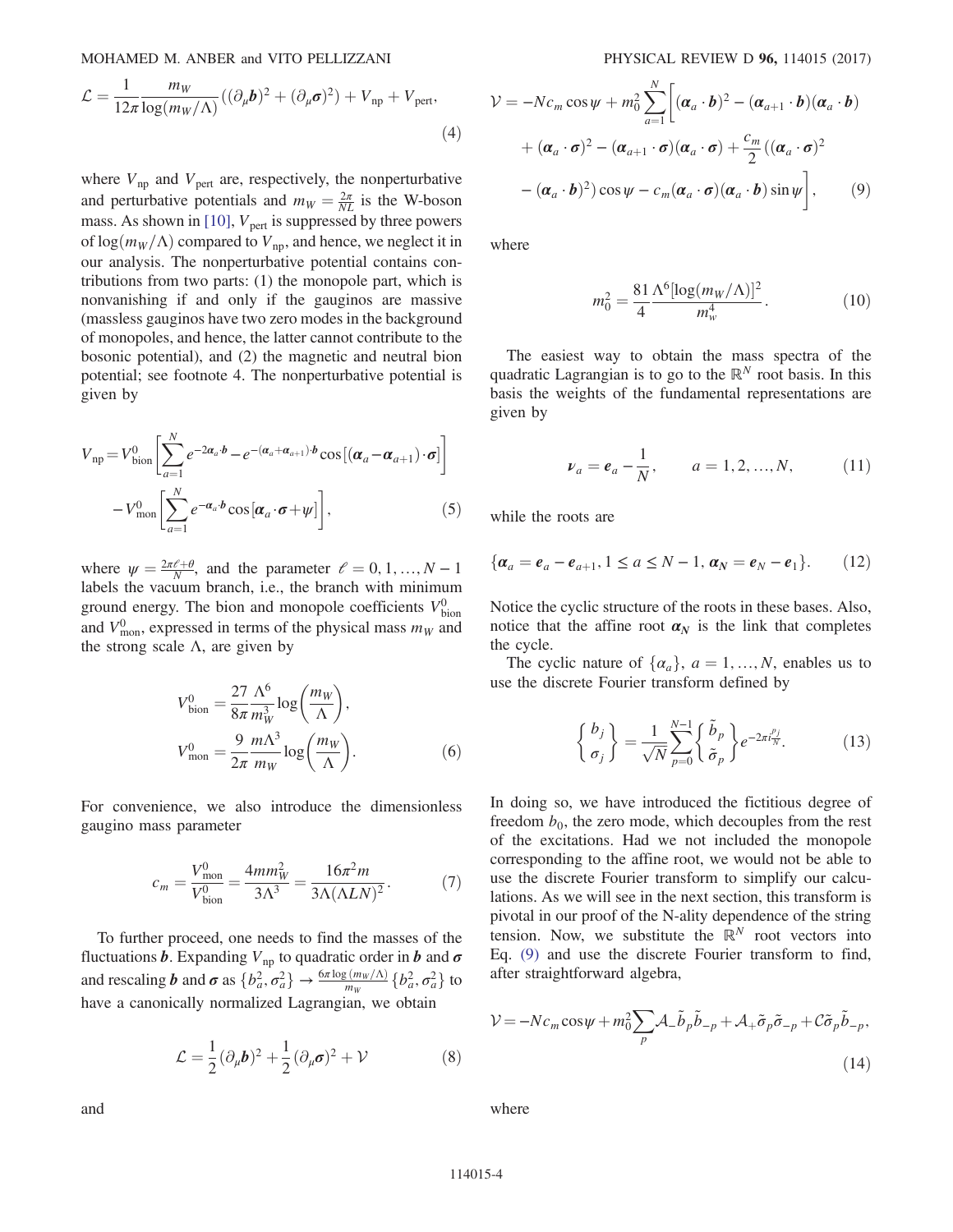$$\mathcal{L} = \frac{1}{12\pi} \frac{m_W}{\log(m_W/\Lambda)} ((\partial_\mu \boldsymbol{b})^2 + (\partial_\mu \boldsymbol{\sigma})^2) + V_{\rm np} + V_{\rm pert}, \tag{4}$$

where $V_{\rm np}$ and $V_{\rm pert}$ are, respectively, the nonperturbative and perturbative potentials and $m_W = \frac{2\pi}{NL}$ is the W-boson mass. As shown in [10], $V_{\rm pert}$ is suppressed by three powers of $\log(m_W/\Lambda)$ compared to $V_{\rm np}$, and hence, we neglect it in our analysis. The nonperturbative potential contains contributions from two parts: (1) the monopole part, which is nonvanishing if and only if the gauginos are massive (massless gauginos have two zero modes in the background of monopoles, and hence, the latter cannot contribute to the bosonic potential), and (2) the magnetic and neutral bion potential; see footnote 4. The nonperturbative potential is given by

$$V_{\rm np} = V^0_{\rm bion} \left[ \sum_{a=1}^{N} e^{-2\boldsymbol{\alpha}_a \cdot \boldsymbol{b}} - e^{-(\boldsymbol{\alpha}_a + \boldsymbol{\alpha}_{a+1}) \cdot \boldsymbol{b}} \cos[(\boldsymbol{\alpha}_a - \boldsymbol{\alpha}_{a+1}) \cdot \boldsymbol{\sigma}] \right] - V^0_{\rm mon} \left[ \sum_{a=1}^{N} e^{-\boldsymbol{\alpha}_a \cdot \boldsymbol{b}} \cos[\boldsymbol{\alpha}_a \cdot \boldsymbol{\sigma} + \psi] \right], \tag{5}$$

where $\psi = \frac{2\pi\ell + \theta}{N}$, and the parameter $\ell = 0, 1, \ldots, N-1$ labels the vacuum branch, i.e., the branch with minimum ground energy. The bion and monopole coefficients $V^0_{\rm bion}$ and $V^0_{\rm mon}$, expressed in terms of the physical mass $m_W$ and the strong scale $\Lambda$, are given by

$$V^0_{\rm bion} = \frac{27}{8\pi} \frac{\Lambda^6}{m_W^3} \log\left(\frac{m_W}{\Lambda}\right), \qquad V^0_{\rm mon} = \frac{9}{2\pi} \frac{m\Lambda^3}{m_W} \log\left(\frac{m_W}{\Lambda}\right). \tag{6}$$

For convenience, we also introduce the dimensionless gaugino mass parameter

$$c_m = \frac{V^0_{\rm mon}}{V^0_{\rm bion}} = \frac{4 m m_W^2}{3\Lambda^3} = \frac{16\pi^2 m}{3\Lambda(\Lambda L N)^2}. \tag{7}$$

To further proceed, one needs to find the masses of the fluctuations $\boldsymbol{b}$. Expanding $V_{\rm np}$ to quadratic order in $\boldsymbol{b}$ and $\boldsymbol{\sigma}$ and rescaling $\boldsymbol{b}$ and $\boldsymbol{\sigma}$ as $\{b_a^2, \sigma_a^2\} \to \frac{6\pi \log(m_W/\Lambda)}{m_W} \{b_a^2, \sigma_a^2\}$ to have a canonically normalized Lagrangian, we obtain

$$\mathcal{L} = \frac{1}{2} (\partial_\mu \boldsymbol{b})^2 + \frac{1}{2} (\partial_\mu \boldsymbol{\sigma})^2 + \mathcal{V} \tag{8}$$

and

$$\mathcal{V} = -N c_m \cos\psi + m_0^2 \sum_{a=1}^{N} \bigg[ (\boldsymbol{\alpha}_a \cdot \boldsymbol{b})^2 - (\boldsymbol{\alpha}_{a+1} \cdot \boldsymbol{b})(\boldsymbol{\alpha}_a \cdot \boldsymbol{b}) + (\boldsymbol{\alpha}_a \cdot \boldsymbol{\sigma})^2 - (\boldsymbol{\alpha}_{a+1} \cdot \boldsymbol{\sigma})(\boldsymbol{\alpha}_a \cdot \boldsymbol{\sigma}) + \frac{c_m}{2} ((\boldsymbol{\alpha}_a \cdot \boldsymbol{\sigma})^2 - (\boldsymbol{\alpha}_a \cdot \boldsymbol{b})^2) \cos\psi - c_m (\boldsymbol{\alpha}_a \cdot \boldsymbol{\sigma})(\boldsymbol{\alpha}_a \cdot \boldsymbol{b}) \sin\psi \bigg], \tag{9}$$

where

$$m_0^2 = \frac{81}{4} \frac{\Lambda^6 [\log(m_W/\Lambda)]^2}{m_w^4}. \tag{10}$$

The easiest way to obtain the mass spectra of the quadratic Lagrangian is to go to the $\mathbb{R}^N$ root basis. In this basis the weights of the fundamental representations are given by

$$\boldsymbol{\nu}_a = \boldsymbol{e}_a - \frac{1}{N}, \qquad a = 1, 2, \ldots, N, \tag{11}$$

while the roots are

$$\{\boldsymbol{\alpha}_a = \boldsymbol{e}_a - \boldsymbol{e}_{a+1}, 1 \leq a \leq N-1, \boldsymbol{\alpha}_N = \boldsymbol{e}_N - \boldsymbol{e}_1\}. \tag{12}$$

Notice the cyclic structure of the roots in these bases. Also, notice that the affine root $\boldsymbol{\alpha}_N$ is the link that completes the cycle.

The cyclic nature of $\{\alpha_a\}$, $a = 1, \ldots, N$, enables us to use the discrete Fourier transform defined by

$$\begin{Bmatrix} b_j \\ \sigma_j \end{Bmatrix} = \frac{1}{\sqrt{N}} \sum_{p=0}^{N-1} \begin{Bmatrix} \tilde{b}_p \\ \tilde{\sigma}_p \end{Bmatrix} e^{-2\pi i \frac{pj}{N}}. \tag{13}$$

In doing so, we have introduced the fictitious degree of freedom $b_0$, the zero mode, which decouples from the rest of the excitations. Had we not included the monopole corresponding to the affine root, we would not be able to use the discrete Fourier transform to simplify our calculations. As we will see in the next section, this transform is pivotal in our proof of the N-ality dependence of the string tension. Now, we substitute the $\mathbb{R}^N$ root vectors into Eq. (9) and use the discrete Fourier transform to find, after straightforward algebra,

$$\mathcal{V} = -N c_m \cos\psi + m_0^2 \sum_p \mathcal{A}_- \tilde{b}_p \tilde{b}_{-p} + \mathcal{A}_+ \tilde{\sigma}_p \tilde{\sigma}_{-p} + \mathcal{C} \tilde{\sigma}_p \tilde{b}_{-p}, \tag{14}$$

where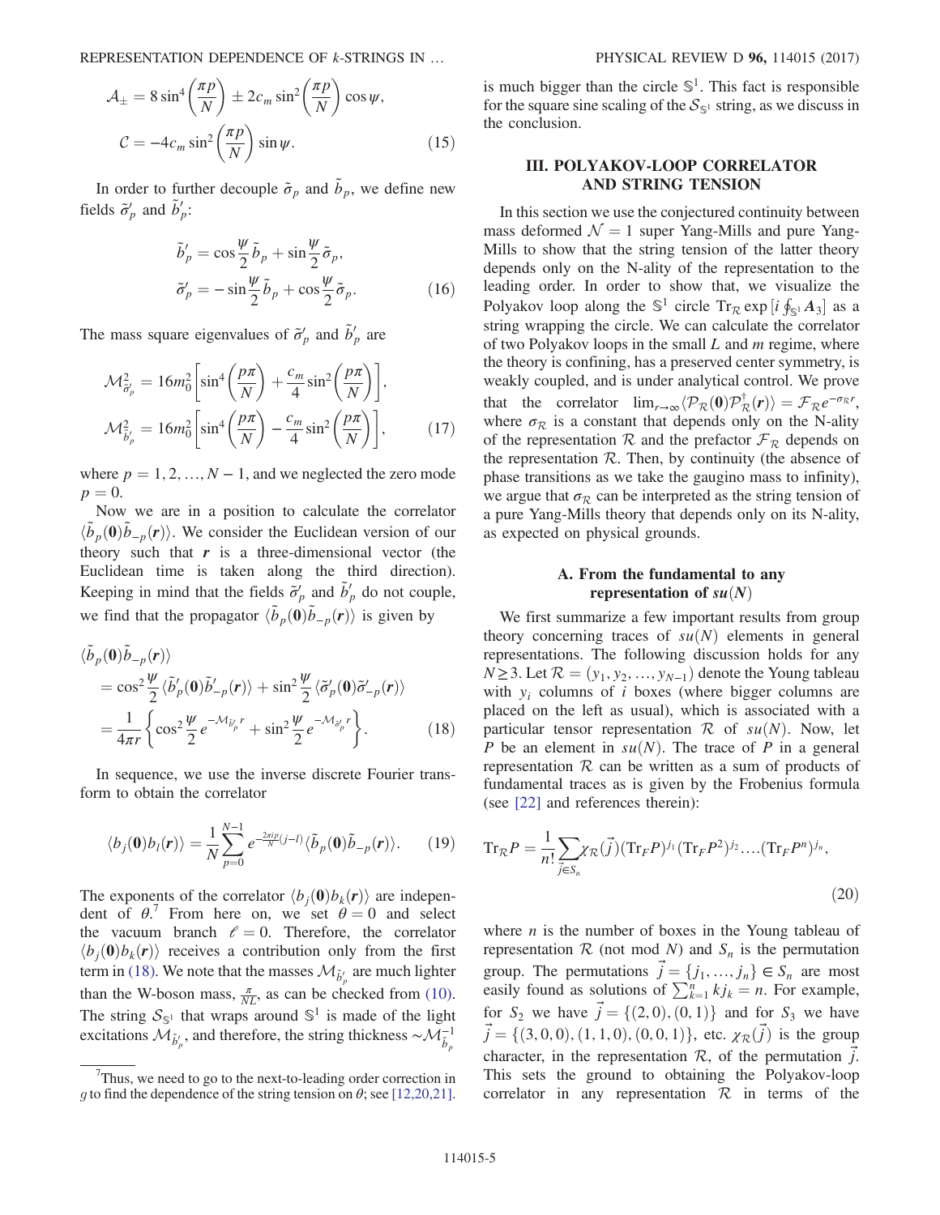$$\mathcal{A}_{\pm} = 8\sin^4\left(\frac{\pi p}{N}\right) \pm 2c_m \sin^2\left(\frac{\pi p}{N}\right)\cos\psi,$$
$$\mathcal{C} = -4c_m \sin^2\left(\frac{\pi p}{N}\right)\sin\psi. \tag{15}$$

In order to further decouple $\tilde{\sigma}_p$ and $\tilde{b}_p$, we define new fields $\tilde{\sigma}'_p$ and $\tilde{b}'_p$:

$$\tilde{b}'_p = \cos\frac{\psi}{2}\tilde{b}_p + \sin\frac{\psi}{2}\tilde{\sigma}_p,$$
$$\tilde{\sigma}'_p = -\sin\frac{\psi}{2}\tilde{b}_p + \cos\frac{\psi}{2}\tilde{\sigma}_p. \tag{16}$$

The mass square eigenvalues of $\tilde{\sigma}'_p$ and $\tilde{b}'_p$ are

$$\mathcal{M}^2_{\tilde{\sigma}'_p} = 16m_0^2\left[\sin^4\left(\frac{p\pi}{N}\right) + \frac{c_m}{4}\sin^2\left(\frac{p\pi}{N}\right)\right],$$
$$\mathcal{M}^2_{\tilde{b}'_p} = 16m_0^2\left[\sin^4\left(\frac{p\pi}{N}\right) - \frac{c_m}{4}\sin^2\left(\frac{p\pi}{N}\right)\right], \tag{17}$$

where $p = 1, 2, \ldots, N-1$, and we neglected the zero mode $p = 0$.

Now we are in a position to calculate the correlator $\langle \tilde{b}_p(\mathbf{0})\tilde{b}_{-p}(\mathbf{r})\rangle$. We consider the Euclidean version of our theory such that $\mathbf{r}$ is a three-dimensional vector (the Euclidean time is taken along the third direction). Keeping in mind that the fields $\tilde{\sigma}'_p$ and $\tilde{b}'_p$ do not couple, we find that the propagator $\langle \tilde{b}_p(\mathbf{0})\tilde{b}_{-p}(\mathbf{r})\rangle$ is given by

$$\begin{aligned}
&\langle \tilde{b}_p(\mathbf{0})\tilde{b}_{-p}(\mathbf{r})\rangle \\
&= \cos^2\frac{\psi}{2}\langle \tilde{b}'_p(\mathbf{0})\tilde{b}'_{-p}(\mathbf{r})\rangle + \sin^2\frac{\psi}{2}\langle \tilde{\sigma}'_p(\mathbf{0})\tilde{\sigma}'_{-p}(\mathbf{r})\rangle \\
&= \frac{1}{4\pi r}\left\{\cos^2\frac{\psi}{2}e^{-\mathcal{M}_{\tilde{b}'_p}r} + \sin^2\frac{\psi}{2}e^{-\mathcal{M}_{\tilde{\sigma}'_p}r}\right\}.
\end{aligned} \tag{18}$$

In sequence, we use the inverse discrete Fourier transform to obtain the correlator

$$\langle b_j(\mathbf{0})b_l(\mathbf{r})\rangle = \frac{1}{N}\sum_{p=0}^{N-1} e^{-\frac{2\pi i p}{N}(j-l)}\langle \tilde{b}_p(\mathbf{0})\tilde{b}_{-p}(\mathbf{r})\rangle. \tag{19}$$

The exponents of the correlator $\langle b_j(\mathbf{0})b_k(\mathbf{r})\rangle$ are independent of $\theta$.[7] From here on, we set $\theta = 0$ and select the vacuum branch $\ell = 0$. Therefore, the correlator $\langle b_j(\mathbf{0})b_k(\mathbf{r})\rangle$ receives a contribution only from the first term in (18). We note that the masses $\mathcal{M}_{\tilde{b}'_p}$ are much lighter than the W-boson mass, $\frac{\pi}{NL}$, as can be checked from (10). The string $\mathcal{S}_{\mathbb{S}^1}$ that wraps around $\mathbb{S}^1$ is made of the light excitations $\mathcal{M}_{\tilde{b}'_p}$, and therefore, the string thickness $\sim\mathcal{M}^{-1}_{\tilde{b}_p}$ is much bigger than the circle $\mathbb{S}^1$. This fact is responsible for the square sine scaling of the $\mathcal{S}_{\mathbb{S}^1}$ string, as we discuss in the conclusion.

[7] Thus, we need to go to the next-to-leading order correction in $g$ to find the dependence of the string tension on $\theta$; see [12,20,21].

## III. POLYAKOV-LOOP CORRELATOR AND STRING TENSION

In this section we use the conjectured continuity between mass deformed $\mathcal{N} = 1$ super Yang-Mills and pure Yang-Mills to show that the string tension of the latter theory depends only on the N-ality of the representation to the leading order. In order to show that, we visualize the Polyakov loop along the $\mathbb{S}^1$ circle $\mathrm{Tr}_{\mathcal{R}}\exp[i\oint_{\mathbb{S}^1} \boldsymbol{A}_3]$ as a string wrapping the circle. We can calculate the correlator of two Polyakov loops in the small $L$ and $m$ regime, where the theory is confining, has a preserved center symmetry, is weakly coupled, and is under analytical control. We prove that the correlator $\lim_{r\to\infty}\langle \mathcal{P}_{\mathcal{R}}(\mathbf{0})\mathcal{P}^{\dagger}_{\mathcal{R}}(\mathbf{r})\rangle = \mathcal{F}_{\mathcal{R}}e^{-\sigma_{\mathcal{R}}r}$, where $\sigma_{\mathcal{R}}$ is a constant that depends only on the N-ality of the representation $\mathcal{R}$ and the prefactor $\mathcal{F}_{\mathcal{R}}$ depends on the representation $\mathcal{R}$. Then, by continuity (the absence of phase transitions as we take the gaugino mass to infinity), we argue that $\sigma_{\mathcal{R}}$ can be interpreted as the string tension of a pure Yang-Mills theory that depends only on its N-ality, as expected on physical grounds.

### A. From the fundamental to any representation of $su(N)$

We first summarize a few important results from group theory concerning traces of $su(N)$ elements in general representations. The following discussion holds for any $N \geq 3$. Let $\mathcal{R} = (y_1, y_2, \ldots, y_{N-1})$ denote the Young tableau with $y_i$ columns of $i$ boxes (where bigger columns are placed on the left as usual), which is associated with a particular tensor representation $\mathcal{R}$ of $su(N)$. Now, let $P$ be an element in $su(N)$. The trace of $P$ in a general representation $\mathcal{R}$ can be written as a sum of products of fundamental traces as is given by the Frobenius formula (see [22] and references therein):

$$\mathrm{Tr}_{\mathcal{R}}P = \frac{1}{n!}\sum_{\vec{j}\in S_n}\chi_{\mathcal{R}}(\vec{j})(\mathrm{Tr}_F P)^{j_1}(\mathrm{Tr}_F P^2)^{j_2}\ldots(\mathrm{Tr}_F P^n)^{j_n}, \tag{20}$$

where $n$ is the number of boxes in the Young tableau of representation $\mathcal{R}$ (not mod $N$) and $S_n$ is the permutation group. The permutations $\vec{j} = \{j_1, \ldots, j_n\} \in S_n$ are most easily found as solutions of $\sum_{k=1}^{n} k j_k = n$. For example, for $S_2$ we have $\vec{j} = \{(2,0),(0,1)\}$ and for $S_3$ we have $\vec{j} = \{(3,0,0),(1,1,0),(0,0,1)\}$, etc. $\chi_{\mathcal{R}}(\vec{j})$ is the group character, in the representation $\mathcal{R}$, of the permutation $\vec{j}$. This sets the ground to obtaining the Polyakov-loop correlator in any representation $\mathcal{R}$ in terms of the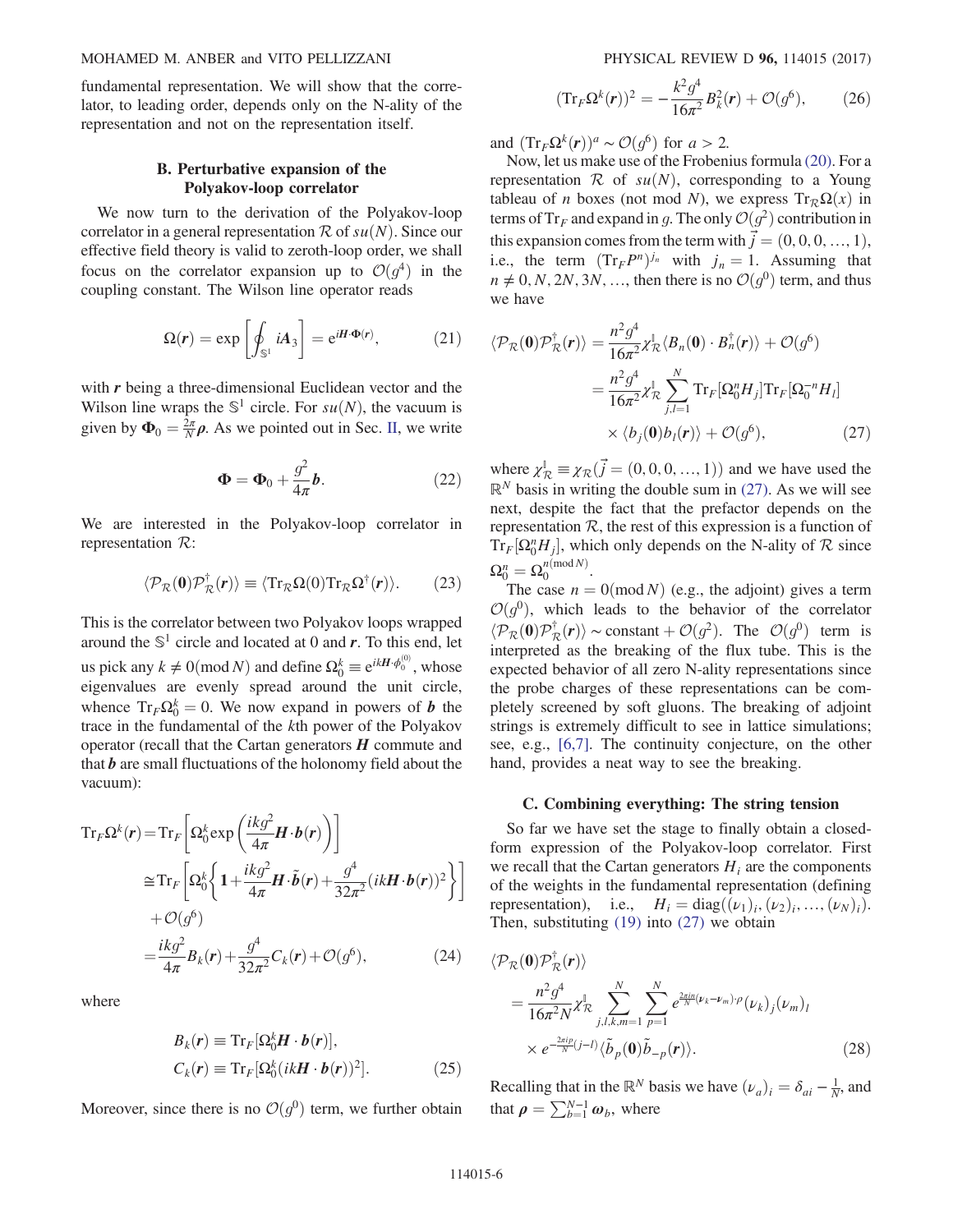fundamental representation. We will show that the correlator, to leading order, depends only on the N-ality of the representation and not on the representation itself.

### B. Perturbative expansion of the Polyakov-loop correlator

We now turn to the derivation of the Polyakov-loop correlator in a general representation $\mathcal{R}$ of $su(N)$. Since our effective field theory is valid to zeroth-loop order, we shall focus on the correlator expansion up to $\mathcal{O}(g^4)$ in the coupling constant. The Wilson line operator reads

$$\Omega(\boldsymbol{r}) = \exp\left[\oint_{\mathbb{S}^1} iA_3\right] = e^{i\boldsymbol{H}\cdot\boldsymbol{\Phi}(\boldsymbol{r})}, \tag{21}$$

with $\boldsymbol{r}$ being a three-dimensional Euclidean vector and the Wilson line wraps the $\mathbb{S}^1$ circle. For $su(N)$, the vacuum is given by $\boldsymbol{\Phi}_0 = \frac{2\pi}{N}\boldsymbol{\rho}$. As we pointed out in Sec. II, we write

$$\boldsymbol{\Phi} = \boldsymbol{\Phi}_0 + \frac{g^2}{4\pi}\boldsymbol{b}. \tag{22}$$

We are interested in the Polyakov-loop correlator in representation $\mathcal{R}$:

$$\langle \mathcal{P}_{\mathcal{R}}(\boldsymbol{0})\mathcal{P}^\dagger_{\mathcal{R}}(\boldsymbol{r})\rangle \equiv \langle \mathrm{Tr}_{\mathcal{R}}\Omega(0)\mathrm{Tr}_{\mathcal{R}}\Omega^\dagger(\boldsymbol{r})\rangle. \tag{23}$$

This is the correlator between two Polyakov loops wrapped around the $\mathbb{S}^1$ circle and located at 0 and $\boldsymbol{r}$. To this end, let us pick any $k \neq 0 (\mathrm{mod}\, N)$ and define $\Omega_0^k \equiv e^{ik\boldsymbol{H}\cdot\boldsymbol{\phi}_0^{(0)}}$, whose eigenvalues are evenly spread around the unit circle, whence $\mathrm{Tr}_F\Omega_0^k = 0$. We now expand in powers of $\boldsymbol{b}$ the trace in the fundamental of the $k$th power of the Polyakov operator (recall that the Cartan generators $\boldsymbol{H}$ commute and that $\boldsymbol{b}$ are small fluctuations of the holonomy field about the vacuum):

$$\begin{aligned}
\mathrm{Tr}_F\Omega^k(\boldsymbol{r}) &= \mathrm{Tr}_F\left[\Omega_0^k \exp\left(\frac{ikg^2}{4\pi}\boldsymbol{H}\cdot\boldsymbol{b}(\boldsymbol{r})\right)\right] \\
&\cong \mathrm{Tr}_F\left[\Omega_0^k\left\{\mathbf{1} + \frac{ikg^2}{4\pi}\boldsymbol{H}\cdot\tilde{\boldsymbol{b}}(\boldsymbol{r}) + \frac{g^4}{32\pi^2}(ik\boldsymbol{H}\cdot\boldsymbol{b}(\boldsymbol{r}))^2\right\}\right] \\
&\quad + \mathcal{O}(g^6) \\
&= \frac{ikg^2}{4\pi}B_k(\boldsymbol{r}) + \frac{g^4}{32\pi^2}C_k(\boldsymbol{r}) + \mathcal{O}(g^6),
\end{aligned} \tag{24}$$

where

$$\begin{aligned}
B_k(\boldsymbol{r}) &\equiv \mathrm{Tr}_F[\Omega_0^k\boldsymbol{H}\cdot\boldsymbol{b}(\boldsymbol{r})], \\
C_k(\boldsymbol{r}) &\equiv \mathrm{Tr}_F[\Omega_0^k(ik\boldsymbol{H}\cdot\boldsymbol{b}(\boldsymbol{r}))^2].
\end{aligned} \tag{25}$$

Moreover, since there is no $\mathcal{O}(g^0)$ term, we further obtain

$$(\mathrm{Tr}_F\Omega^k(\boldsymbol{r}))^2 = -\frac{k^2g^4}{16\pi^2}B_k^2(\boldsymbol{r}) + \mathcal{O}(g^6), \tag{26}$$

and $(\mathrm{Tr}_F\Omega^k(\boldsymbol{r}))^a \sim \mathcal{O}(g^6)$ for $a > 2$.

Now, let us make use of the Frobenius formula (20). For a representation $\mathcal{R}$ of $su(N)$, corresponding to a Young tableau of $n$ boxes (not mod $N$), we express $\mathrm{Tr}_{\mathcal{R}}\Omega(x)$ in terms of $\mathrm{Tr}_F$ and expand in $g$. The only $\mathcal{O}(g^2)$ contribution in this expansion comes from the term with $\vec{j} = (0,0,0,\ldots,1)$, i.e., the term $(\mathrm{Tr}_F P^n)^{j_n}$ with $j_n = 1$. Assuming that $n \neq 0, N, 2N, 3N, \ldots$, then there is no $\mathcal{O}(g^0)$ term, and thus we have

$$\begin{aligned}
\langle \mathcal{P}_{\mathcal{R}}(\boldsymbol{0})\mathcal{P}^\dagger_{\mathcal{R}}(\boldsymbol{r})\rangle &= \frac{n^2g^4}{16\pi^2}\chi^{\mathbb{1}}_{\mathcal{R}}\langle B_n(\boldsymbol{0})\cdot B_n^\dagger(\boldsymbol{r})\rangle + \mathcal{O}(g^6) \\
&= \frac{n^2g^4}{16\pi^2}\chi^{\mathbb{1}}_{\mathcal{R}}\sum_{j,l=1}^N \mathrm{Tr}_F[\Omega_0^nH_j]\mathrm{Tr}_F[\Omega_0^{-n}H_l] \\
&\quad \times \langle b_j(\boldsymbol{0})b_l(\boldsymbol{r})\rangle + \mathcal{O}(g^6),
\end{aligned} \tag{27}$$

where $\chi^{\mathbb{1}}_{\mathcal{R}} \equiv \chi_{\mathcal{R}}(\vec{j} = (0,0,0,\ldots,1))$ and we have used the $\mathbb{R}^N$ basis in writing the double sum in (27). As we will see next, despite the fact that the prefactor depends on the representation $\mathcal{R}$, the rest of this expression is a function of $\mathrm{Tr}_F[\Omega_0^nH_j]$, which only depends on the N-ality of $\mathcal{R}$ since $\Omega_0^n = \Omega_0^{n(\mathrm{mod}\,N)}$.

The case $n = 0(\mathrm{mod}\,N)$ (e.g., the adjoint) gives a term $\mathcal{O}(g^0)$, which leads to the behavior of the correlator $\langle \mathcal{P}_{\mathcal{R}}(\boldsymbol{0})\mathcal{P}^\dagger_{\mathcal{R}}(\boldsymbol{r})\rangle \sim \mathrm{constant} + \mathcal{O}(g^2)$. The $\mathcal{O}(g^0)$ term is interpreted as the breaking of the flux tube. This is the expected behavior of all zero N-ality representations since the probe charges of these representations can be completely screened by soft gluons. The breaking of adjoint strings is extremely difficult to see in lattice simulations; see, e.g., [6,7]. The continuity conjecture, on the other hand, provides a neat way to see the breaking.

### C. Combining everything: The string tension

So far we have set the stage to finally obtain a closed-form expression of the Polyakov-loop correlator. First we recall that the Cartan generators $H_i$ are the components of the weights in the fundamental representation (defining representation), i.e., $H_i = \mathrm{diag}((\nu_1)_i, (\nu_2)_i, \ldots, (\nu_N)_i)$. Then, substituting (19) into (27) we obtain

$$\begin{aligned}
&\langle \mathcal{P}_{\mathcal{R}}(\boldsymbol{0})\mathcal{P}^\dagger_{\mathcal{R}}(\boldsymbol{r})\rangle \\
&= \frac{n^2g^4}{16\pi^2N}\chi^{\mathbb{1}}_{\mathcal{R}}\sum_{j,l,k,m=1}^N\sum_{p=1}^N e^{\frac{2\pi in}{N}(\boldsymbol{\nu}_k-\boldsymbol{\nu}_m)\cdot\boldsymbol{\rho}}(\nu_k)_j(\nu_m)_l \\
&\quad \times e^{-\frac{2\pi ip}{N}(j-l)}\langle \tilde{b}_p(\boldsymbol{0})\tilde{b}_{-p}(\boldsymbol{r})\rangle.
\end{aligned} \tag{28}$$

Recalling that in the $\mathbb{R}^N$ basis we have $(\nu_a)_i = \delta_{ai} - \frac{1}{N}$, and that $\boldsymbol{\rho} = \sum_{b=1}^{N-1}\boldsymbol{\omega}_b$, where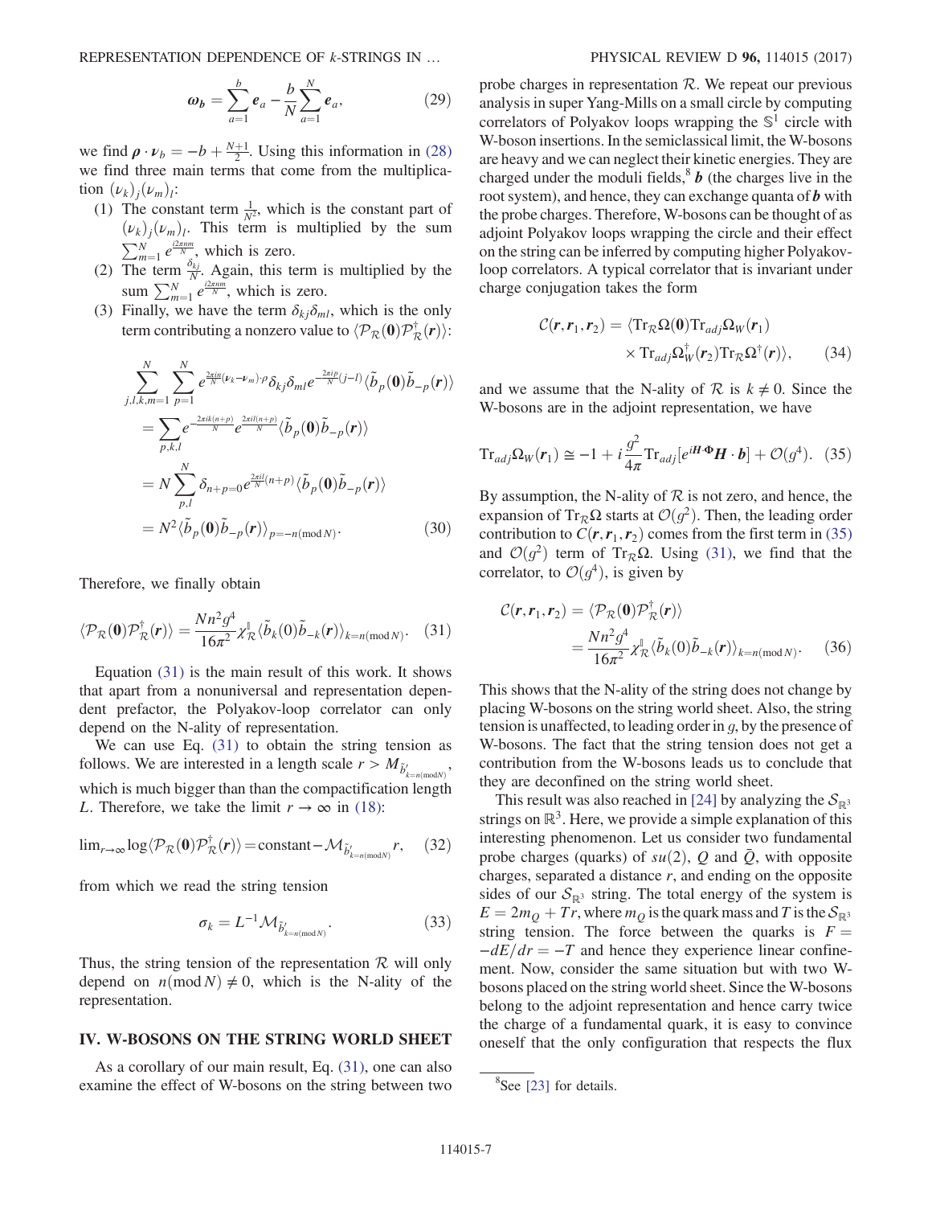$$\boldsymbol{\omega_b} = \sum_{a=1}^{b} \boldsymbol{e}_a - \frac{b}{N}\sum_{a=1}^{N} \boldsymbol{e}_a, \tag{29}$$

we find $\boldsymbol{\rho}\cdot\boldsymbol{\nu}_b = -b + \frac{N+1}{2}$. Using this information in (28) we find three main terms that come from the multiplication $(\nu_k)_j(\nu_m)_l$:

1. The constant term $\frac{1}{N^2}$, which is the constant part of $(\nu_k)_j(\nu_m)_l$. This term is multiplied by the sum $\sum_{m=1}^{N} e^{\frac{i2\pi nm}{N}}$, which is zero.
2. The term $\frac{\delta_{kj}}{N}$. Again, this term is multiplied by the sum $\sum_{m=1}^{N} e^{\frac{i2\pi nm}{N}}$, which is zero.
3. Finally, we have the term $\delta_{kj}\delta_{ml}$, which is the only term contributing a nonzero value to $\langle \mathcal{P}_{\mathcal{R}}(\boldsymbol{0})\mathcal{P}^{\dagger}_{\mathcal{R}}(\boldsymbol{r})\rangle$:

$$\begin{aligned}
&\sum_{j,l,k,m=1}^{N}\sum_{p=1}^{N} e^{\frac{2\pi i n}{N}(\boldsymbol{\nu}_k-\boldsymbol{\nu}_m)\cdot\boldsymbol{\rho}}\delta_{kj}\delta_{ml}e^{-\frac{2\pi i p}{N}(j-l)}\langle \tilde{b}_p(\boldsymbol{0})\tilde{b}_{-p}(\boldsymbol{r})\rangle \\
&= \sum_{p,k,l} e^{-\frac{2\pi i k(n+p)}{N}}e^{\frac{2\pi i l(n+p)}{N}}\langle \tilde{b}_p(\boldsymbol{0})\tilde{b}_{-p}(\boldsymbol{r})\rangle \\
&= N\sum_{p,l}^{N} \delta_{n+p=0}e^{\frac{2\pi i l}{N}(n+p)}\langle \tilde{b}_p(\boldsymbol{0})\tilde{b}_{-p}(\boldsymbol{r})\rangle \\
&= N^2\langle \tilde{b}_p(\boldsymbol{0})\tilde{b}_{-p}(\boldsymbol{r})\rangle_{p=-n(\mathrm{mod}\,N)}.
\end{aligned} \tag{30}$$

Therefore, we finally obtain

$$\langle \mathcal{P}_{\mathcal{R}}(\boldsymbol{0})\mathcal{P}^{\dagger}_{\mathcal{R}}(\boldsymbol{r})\rangle = \frac{Nn^2g^4}{16\pi^2}\chi_{\mathcal{R}}^{\mathbb{I}}\langle \tilde{b}_k(0)\tilde{b}_{-k}(\boldsymbol{r})\rangle_{k=n(\mathrm{mod}\,N)}. \tag{31}$$

Equation (31) is the main result of this work. It shows that apart from a nonuniversal and representation dependent prefactor, the Polyakov-loop correlator can only depend on the N-ality of representation.

We can use Eq. (31) to obtain the string tension as follows. We are interested in a length scale $r > M_{\tilde{b}'_{k=n(\mathrm{mod}N)}}$, which is much bigger than than the compactification length $L$. Therefore, we take the limit $r\to\infty$ in (18):

$$\lim_{r\to\infty}\log\langle \mathcal{P}_{\mathcal{R}}(\boldsymbol{0})\mathcal{P}^{\dagger}_{\mathcal{R}}(\boldsymbol{r})\rangle = \mathrm{constant} - \mathcal{M}_{\tilde{b}'_{k=n(\mathrm{mod}N)}}r, \tag{32}$$

from which we read the string tension

$$\sigma_k = L^{-1}\mathcal{M}_{\tilde{b}'_{k=n(\mathrm{mod}N)}}. \tag{33}$$

Thus, the string tension of the representation $\mathcal{R}$ will only depend on $n(\mathrm{mod}\,N)\neq 0$, which is the N-ality of the representation.

## IV. W-BOSONS ON THE STRING WORLD SHEET

As a corollary of our main result, Eq. (31), one can also examine the effect of W-bosons on the string between two probe charges in representation $\mathcal{R}$. We repeat our previous analysis in super Yang-Mills on a small circle by computing correlators of Polyakov loops wrapping the $\mathbb{S}^1$ circle with W-boson insertions. In the semiclassical limit, the W-bosons are heavy and we can neglect their kinetic energies. They are charged under the moduli fields,[8] $\boldsymbol{b}$ (the charges live in the root system), and hence, they can exchange quanta of $\boldsymbol{b}$ with the probe charges. Therefore, W-bosons can be thought of as adjoint Polyakov loops wrapping the circle and their effect on the string can be inferred by computing higher Polyakov-loop correlators. A typical correlator that is invariant under charge conjugation takes the form

$$\begin{aligned}
\mathcal{C}(\boldsymbol{r},\boldsymbol{r}_1,\boldsymbol{r}_2) = \langle &\mathrm{Tr}_{\mathcal{R}}\Omega(\boldsymbol{0})\mathrm{Tr}_{adj}\Omega_W(\boldsymbol{r}_1) \\
&\times \mathrm{Tr}_{adj}\Omega_W^{\dagger}(\boldsymbol{r}_2)\mathrm{Tr}_{\mathcal{R}}\Omega^{\dagger}(\boldsymbol{r})\rangle,
\end{aligned} \tag{34}$$

and we assume that the N-ality of $\mathcal{R}$ is $k\neq 0$. Since the W-bosons are in the adjoint representation, we have

$$\mathrm{Tr}_{adj}\Omega_W(\boldsymbol{r}_1) \cong -1 + i\frac{g^2}{4\pi}\mathrm{Tr}_{adj}[e^{i\boldsymbol{H}\cdot\boldsymbol{\Phi}}\boldsymbol{H}\cdot\boldsymbol{b}] + \mathcal{O}(g^4). \tag{35}$$

By assumption, the N-ality of $\mathcal{R}$ is not zero, and hence, the expansion of $\mathrm{Tr}_{\mathcal{R}}\Omega$ starts at $\mathcal{O}(g^2)$. Then, the leading order contribution to $C(\boldsymbol{r},\boldsymbol{r}_1,\boldsymbol{r}_2)$ comes from the first term in (35) and $\mathcal{O}(g^2)$ term of $\mathrm{Tr}_{\mathcal{R}}\Omega$. Using (31), we find that the correlator, to $\mathcal{O}(g^4)$, is given by

$$\begin{aligned}
\mathcal{C}(\boldsymbol{r},\boldsymbol{r}_1,\boldsymbol{r}_2) &= \langle \mathcal{P}_{\mathcal{R}}(\boldsymbol{0})\mathcal{P}^{\dagger}_{\mathcal{R}}(\boldsymbol{r})\rangle \\
&= \frac{Nn^2g^4}{16\pi^2}\chi_{\mathcal{R}}^{\mathbb{I}}\langle \tilde{b}_k(0)\tilde{b}_{-k}(\boldsymbol{r})\rangle_{k=n(\mathrm{mod}\,N)}.
\end{aligned} \tag{36}$$

This shows that the N-ality of the string does not change by placing W-bosons on the string world sheet. Also, the string tension is unaffected, to leading order in $g$, by the presence of W-bosons. The fact that the string tension does not get a contribution from the W-bosons leads us to conclude that they are deconfined on the string world sheet.

This result was also reached in [24] by analyzing the $\mathcal{S}_{\mathbb{R}^3}$ strings on $\mathbb{R}^3$. Here, we provide a simple explanation of this interesting phenomenon. Let us consider two fundamental probe charges (quarks) of $su(2)$, $Q$ and $\bar{Q}$, with opposite charges, separated a distance $r$, and ending on the opposite sides of our $\mathcal{S}_{\mathbb{R}^3}$ string. The total energy of the system is $E = 2m_Q + Tr$, where $m_Q$ is the quark mass and $T$ is the $\mathcal{S}_{\mathbb{R}^3}$ string tension. The force between the quarks is $F = -dE/dr = -T$ and hence they experience linear confinement. Now, consider the same situation but with two W-bosons placed on the string world sheet. Since the W-bosons belong to the adjoint representation and hence carry twice the charge of a fundamental quark, it is easy to convince oneself that the only configuration that respects the flux

[8] See [23] for details.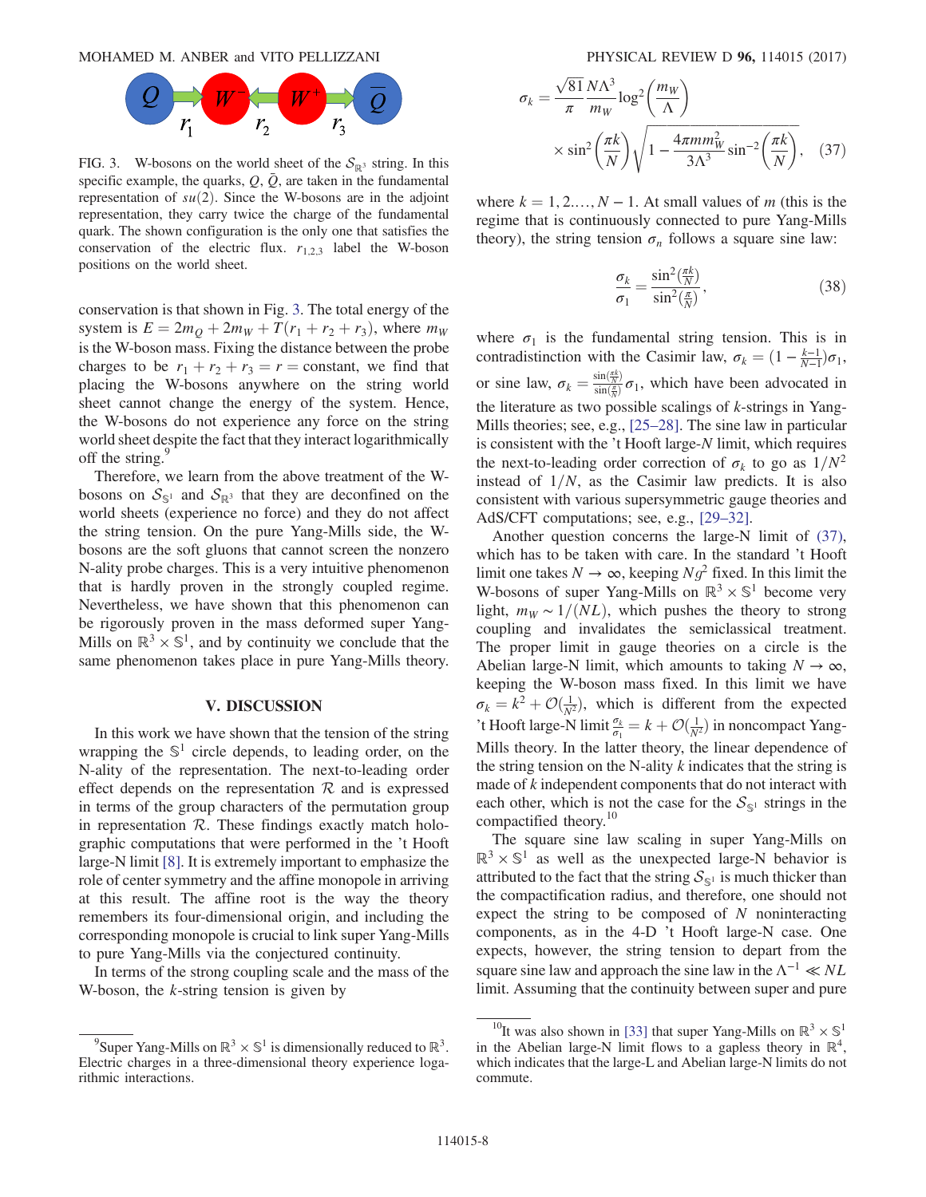FIG. 3. W-bosons on the world sheet of the $\mathcal{S}_{\mathbb{R}^3}$ string. In this specific example, the quarks, $Q$, $\bar{Q}$, are taken in the fundamental representation of $su(2)$. Since the W-bosons are in the adjoint representation, they carry twice the charge of the fundamental quark. The shown configuration is the only one that satisfies the conservation of the electric flux. $r_{1,2,3}$ label the W-boson positions on the world sheet.

conservation is that shown in Fig. 3. The total energy of the system is $E = 2m_Q + 2m_W + T(r_1 + r_2 + r_3)$, where $m_W$ is the W-boson mass. Fixing the distance between the probe charges to be $r_1 + r_2 + r_3 = r = \text{constant}$, we find that placing the W-bosons anywhere on the string world sheet cannot change the energy of the system. Hence, the W-bosons do not experience any force on the string world sheet despite the fact that they interact logarithmically off the string.[9]

Therefore, we learn from the above treatment of the W-bosons on $\mathcal{S}_{\mathbb{S}^1}$ and $\mathcal{S}_{\mathbb{R}^3}$ that they are deconfined on the world sheets (experience no force) and they do not affect the string tension. On the pure Yang-Mills side, the W-bosons are the soft gluons that cannot screen the nonzero N-ality probe charges. This is a very intuitive phenomenon that is hardly proven in the strongly coupled regime. Nevertheless, we have shown that this phenomenon can be rigorously proven in the mass deformed super Yang-Mills on $\mathbb{R}^3 \times \mathbb{S}^1$, and by continuity we conclude that the same phenomenon takes place in pure Yang-Mills theory.

## V. DISCUSSION

In this work we have shown that the tension of the string wrapping the $\mathbb{S}^1$ circle depends, to leading order, on the N-ality of the representation. The next-to-leading order effect depends on the representation $\mathcal{R}$ and is expressed in terms of the group characters of the permutation group in representation $\mathcal{R}$. These findings exactly match holographic computations that were performed in the 't Hooft large-N limit [8]. It is extremely important to emphasize the role of center symmetry and the affine monopole in arriving at this result. The affine root is the way the theory remembers its four-dimensional origin, and including the corresponding monopole is crucial to link super Yang-Mills to pure Yang-Mills via the conjectured continuity.

In terms of the strong coupling scale and the mass of the W-boson, the $k$-string tension is given by

$$\sigma_k = \frac{\sqrt{81}\, N\Lambda^3}{\pi\, m_W} \log^2\left(\frac{m_W}{\Lambda}\right) \times \sin^2\left(\frac{\pi k}{N}\right) \sqrt{1 - \frac{4\pi m m_W^2}{3\Lambda^3} \sin^{-2}\left(\frac{\pi k}{N}\right)}, \quad (37)$$

where $k = 1, 2, \ldots, N-1$. At small values of $m$ (this is the regime that is continuously connected to pure Yang-Mills theory), the string tension $\sigma_n$ follows a square sine law:

$$\frac{\sigma_k}{\sigma_1} = \frac{\sin^2\left(\frac{\pi k}{N}\right)}{\sin^2\left(\frac{\pi}{N}\right)}, \quad (38)$$

where $\sigma_1$ is the fundamental string tension. This is in contradistinction with the Casimir law, $\sigma_k = (1 - \frac{k-1}{N-1})\sigma_1$, or sine law, $\sigma_k = \frac{\sin(\frac{\pi k}{N})}{\sin(\frac{\pi}{N})}\sigma_1$, which have been advocated in the literature as two possible scalings of $k$-strings in Yang-Mills theories; see, e.g., [25–28]. The sine law in particular is consistent with the 't Hooft large-$N$ limit, which requires the next-to-leading order correction of $\sigma_k$ to go as $1/N^2$ instead of $1/N$, as the Casimir law predicts. It is also consistent with various supersymmetric gauge theories and AdS/CFT computations; see, e.g., [29–32].

Another question concerns the large-N limit of (37), which has to be taken with care. In the standard 't Hooft limit one takes $N \to \infty$, keeping $Ng^2$ fixed. In this limit the W-bosons of super Yang-Mills on $\mathbb{R}^3 \times \mathbb{S}^1$ become very light, $m_W \sim 1/(NL)$, which pushes the theory to strong coupling and invalidates the semiclassical treatment. The proper limit in gauge theories on a circle is the Abelian large-N limit, which amounts to taking $N \to \infty$, keeping the W-boson mass fixed. In this limit we have $\sigma_k = k^2 + \mathcal{O}(\frac{1}{N^2})$, which is different from the expected 't Hooft large-N limit $\frac{\sigma_k}{\sigma_1} = k + \mathcal{O}(\frac{1}{N^2})$ in noncompact Yang-Mills theory. In the latter theory, the linear dependence of the string tension on the N-ality $k$ indicates that the string is made of $k$ independent components that do not interact with each other, which is not the case for the $\mathcal{S}_{\mathbb{S}^1}$ strings in the compactified theory.[10]

The square sine law scaling in super Yang-Mills on $\mathbb{R}^3 \times \mathbb{S}^1$ as well as the unexpected large-N behavior is attributed to the fact that the string $\mathcal{S}_{\mathbb{S}^1}$ is much thicker than the compactification radius, and therefore, one should not expect the string to be composed of $N$ noninteracting components, as in the 4-D 't Hooft large-N case. One expects, however, the string tension to depart from the square sine law and approach the sine law in the $\Lambda^{-1} \ll NL$ limit. Assuming that the continuity between super and pure

[9] Super Yang-Mills on $\mathbb{R}^3 \times \mathbb{S}^1$ is dimensionally reduced to $\mathbb{R}^3$. Electric charges in a three-dimensional theory experience logarithmic interactions.

[10] It was also shown in [33] that super Yang-Mills on $\mathbb{R}^3 \times \mathbb{S}^1$ in the Abelian large-N limit flows to a gapless theory in $\mathbb{R}^4$, which indicates that the large-L and Abelian large-N limits do not commute.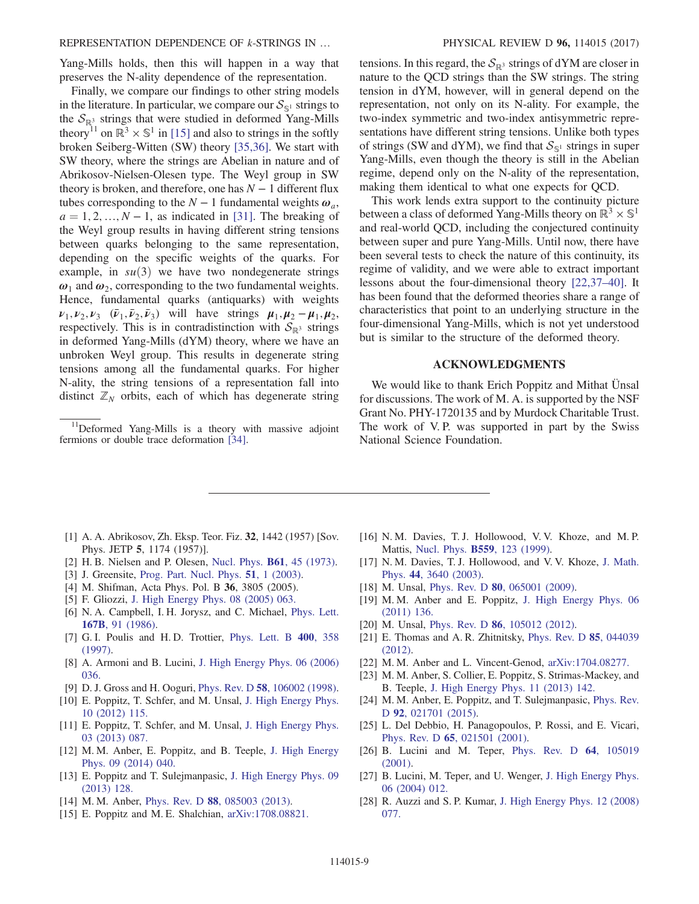Yang-Mills holds, then this will happen in a way that preserves the N-ality dependence of the representation.

Finally, we compare our findings to other string models in the literature. In particular, we compare our $\mathcal{S}_{\mathbb{S}^1}$ strings to the $\mathcal{S}_{\mathbb{R}^3}$ strings that were studied in deformed Yang-Mills theory[11] on $\mathbb{R}^3 \times \mathbb{S}^1$ in [15] and also to strings in the softly broken Seiberg-Witten (SW) theory [35,36]. We start with SW theory, where the strings are Abelian in nature and of Abrikosov-Nielsen-Olesen type. The Weyl group in SW theory is broken, and therefore, one has $N-1$ different flux tubes corresponding to the $N-1$ fundamental weights $\boldsymbol{\omega}_a$, $a = 1, 2, \ldots, N-1$, as indicated in [31]. The breaking of the Weyl group results in having different string tensions between quarks belonging to the same representation, depending on the specific weights of the quarks. For example, in $su(3)$ we have two nondegenerate strings $\boldsymbol{\omega}_1$ and $\boldsymbol{\omega}_2$, corresponding to the two fundamental weights. Hence, fundamental quarks (antiquarks) with weights $\boldsymbol{\nu}_1, \boldsymbol{\nu}_2, \boldsymbol{\nu}_3$ $(\bar{\boldsymbol{\nu}}_1, \bar{\boldsymbol{\nu}}_2, \bar{\boldsymbol{\nu}}_3)$ will have strings $\boldsymbol{\mu}_1, \boldsymbol{\mu}_2 - \boldsymbol{\mu}_1, \boldsymbol{\mu}_2$, respectively. This is in contradistinction with $\mathcal{S}_{\mathbb{R}^3}$ strings in deformed Yang-Mills (dYM) theory, where we have an unbroken Weyl group. This results in degenerate string tensions among all the fundamental quarks. For higher N-ality, the string tensions of a representation fall into distinct $\mathbb{Z}_N$ orbits, each of which has degenerate string tensions. In this regard, the $\mathcal{S}_{\mathbb{R}^3}$ strings of dYM are closer in nature to the QCD strings than the SW strings. The string tension in dYM, however, will in general depend on the representation, not only on its N-ality. For example, the two-index symmetric and two-index antisymmetric representations have different string tensions. Unlike both types of strings (SW and dYM), we find that $\mathcal{S}_{\mathbb{S}^1}$ strings in super Yang-Mills, even though the theory is still in the Abelian regime, depend only on the N-ality of the representation, making them identical to what one expects for QCD.

This work lends extra support to the continuity picture between a class of deformed Yang-Mills theory on $\mathbb{R}^3 \times \mathbb{S}^1$ and real-world QCD, including the conjectured continuity between super and pure Yang-Mills. Until now, there have been several tests to check the nature of this continuity, its regime of validity, and we were able to extract important lessons about the four-dimensional theory [22,37–40]. It has been found that the deformed theories share a range of characteristics that point to an underlying structure in the four-dimensional Yang-Mills, which is not yet understood but is similar to the structure of the deformed theory.

[11] Deformed Yang-Mills is a theory with massive adjoint fermions or double trace deformation [34].

## ACKNOWLEDGMENTS

We would like to thank Erich Poppitz and Mithat Ünsal for discussions. The work of M. A. is supported by the NSF Grant No. PHY-1720135 and by Murdock Charitable Trust. The work of V. P. was supported in part by the Swiss National Science Foundation.

---

[1] A. A. Abrikosov, Zh. Eksp. Teor. Fiz. **32**, 1442 (1957) [Sov. Phys. JETP **5**, 1174 (1957)].

[2] H. B. Nielsen and P. Olesen, Nucl. Phys. **B61**, 45 (1973).

[3] J. Greensite, Prog. Part. Nucl. Phys. **51**, 1 (2003).

[4] M. Shifman, Acta Phys. Pol. B **36**, 3805 (2005).

[5] F. Gliozzi, J. High Energy Phys. 08 (2005) 063.

[6] N. A. Campbell, I. H. Jorysz, and C. Michael, Phys. Lett. **167B**, 91 (1986).

[7] G. I. Poulis and H. D. Trottier, Phys. Lett. B **400**, 358 (1997).

[8] A. Armoni and B. Lucini, J. High Energy Phys. 06 (2006) 036.

[9] D. J. Gross and H. Ooguri, Phys. Rev. D **58**, 106002 (1998).

[10] E. Poppitz, T. Schfer, and M. Unsal, J. High Energy Phys. 10 (2012) 115.

[11] E. Poppitz, T. Schfer, and M. Unsal, J. High Energy Phys. 03 (2013) 087.

[12] M. M. Anber, E. Poppitz, and B. Teeple, J. High Energy Phys. 09 (2014) 040.

[13] E. Poppitz and T. Sulejmanpasic, J. High Energy Phys. 09 (2013) 128.

[14] M. M. Anber, Phys. Rev. D **88**, 085003 (2013).

[15] E. Poppitz and M. E. Shalchian, arXiv:1708.08821.

[16] N. M. Davies, T. J. Hollowood, V. V. Khoze, and M. P. Mattis, Nucl. Phys. **B559**, 123 (1999).

[17] N. M. Davies, T. J. Hollowood, and V. V. Khoze, J. Math. Phys. **44**, 3640 (2003).

[18] M. Unsal, Phys. Rev. D **80**, 065001 (2009).

[19] M. M. Anber and E. Poppitz, J. High Energy Phys. 06 (2011) 136.

[20] M. Unsal, Phys. Rev. D **86**, 105012 (2012).

[21] E. Thomas and A. R. Zhitnitsky, Phys. Rev. D **85**, 044039 (2012).

[22] M. M. Anber and L. Vincent-Genod, arXiv:1704.08277.

[23] M. M. Anber, S. Collier, E. Poppitz, S. Strimas-Mackey, and B. Teeple, J. High Energy Phys. 11 (2013) 142.

[24] M. M. Anber, E. Poppitz, and T. Sulejmanpasic, Phys. Rev. D **92**, 021701 (2015).

[25] L. Del Debbio, H. Panagopoulos, P. Rossi, and E. Vicari, Phys. Rev. D **65**, 021501 (2001).

[26] B. Lucini and M. Teper, Phys. Rev. D **64**, 105019 (2001).

[27] B. Lucini, M. Teper, and U. Wenger, J. High Energy Phys. 06 (2004) 012.

[28] R. Auzzi and S. P. Kumar, J. High Energy Phys. 12 (2008) 077.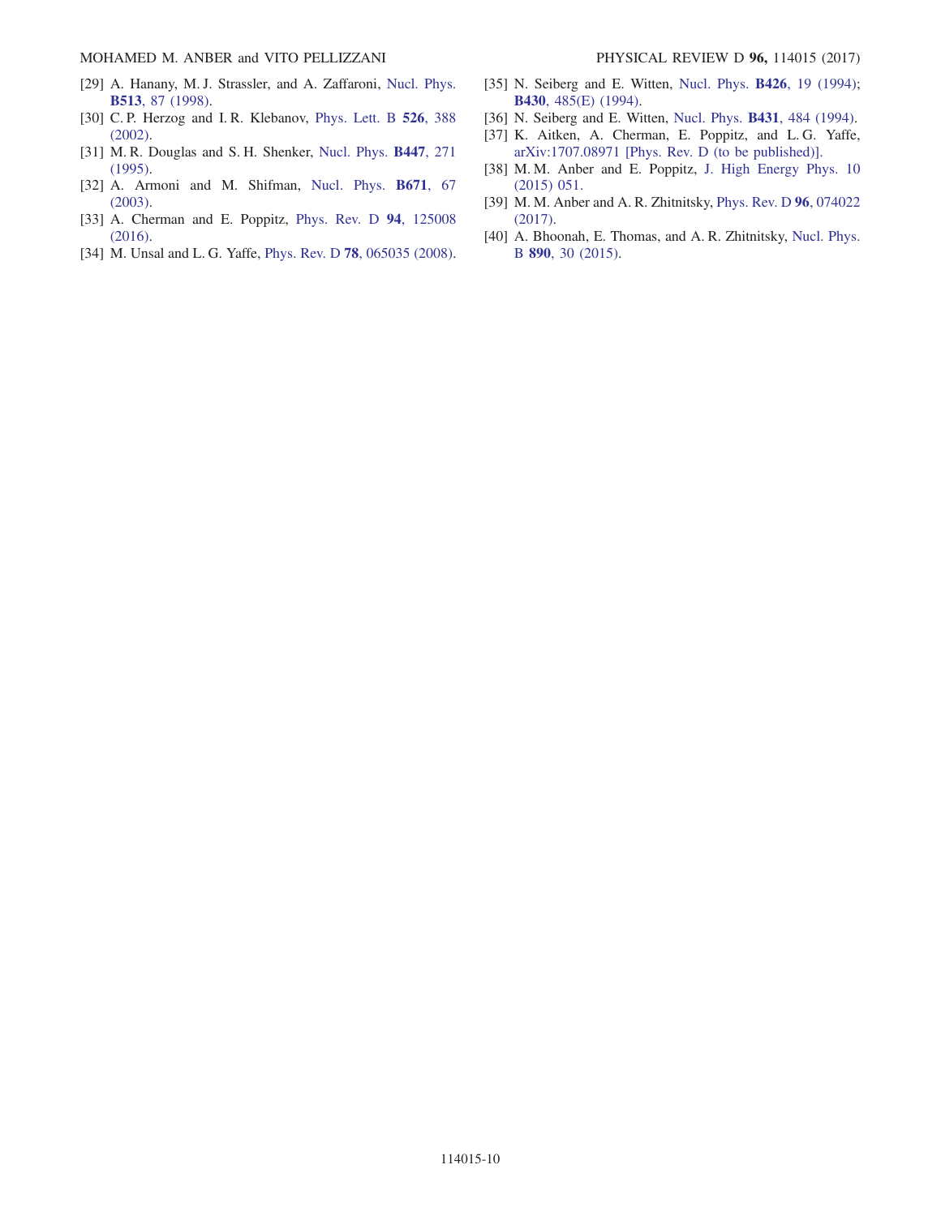[29] A. Hanany, M. J. Strassler, and A. Zaffaroni, Nucl. Phys. **B513**, 87 (1998).

[30] C. P. Herzog and I. R. Klebanov, Phys. Lett. B **526**, 388 (2002).

[31] M. R. Douglas and S. H. Shenker, Nucl. Phys. **B447**, 271 (1995).

[32] A. Armoni and M. Shifman, Nucl. Phys. **B671**, 67 (2003).

[33] A. Cherman and E. Poppitz, Phys. Rev. D **94**, 125008 (2016).

[34] M. Unsal and L. G. Yaffe, Phys. Rev. D **78**, 065035 (2008).

[35] N. Seiberg and E. Witten, Nucl. Phys. **B426**, 19 (1994); **B430**, 485(E) (1994).

[36] N. Seiberg and E. Witten, Nucl. Phys. **B431**, 484 (1994).

[37] K. Aitken, A. Cherman, E. Poppitz, and L. G. Yaffe, arXiv:1707.08971 [Phys. Rev. D (to be published)].

[38] M. M. Anber and E. Poppitz, J. High Energy Phys. 10 (2015) 051.

[39] M. M. Anber and A. R. Zhitnitsky, Phys. Rev. D **96**, 074022 (2017).

[40] A. Bhoonah, E. Thomas, and A. R. Zhitnitsky, Nucl. Phys. B **890**, 30 (2015).